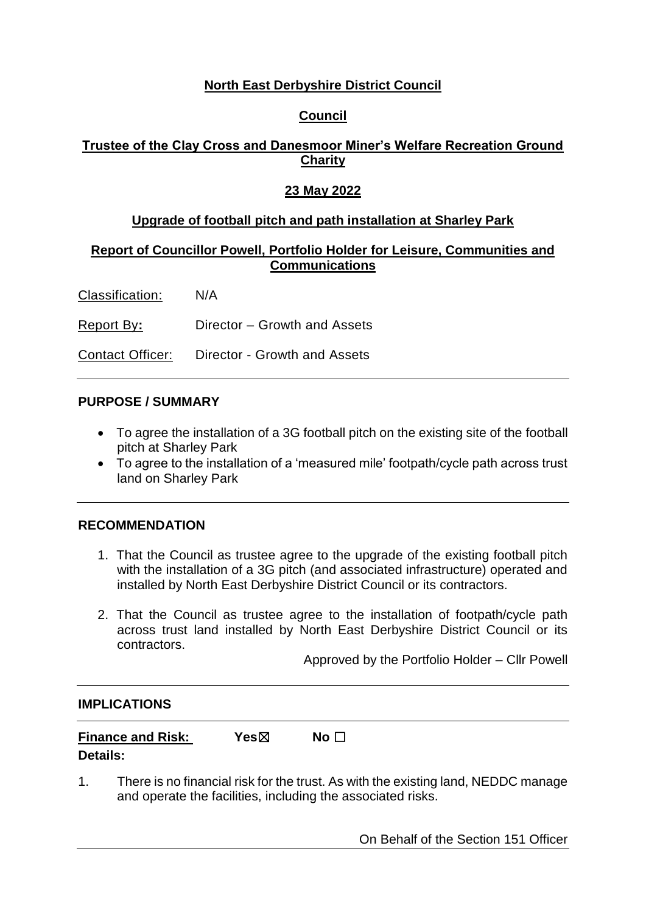**North East Derbyshire District Council**

**Council**

**Trustee of the Clay Cross and Danesmoor Miner's Welfare Recreation Ground Charity**

**23 May 2022**

**Upgrade of football pitch and path installation at Sharley Park**

**Report of Councillor Powell, Portfolio Holder for Leisure, Communities and Communications**

Classification: N/A

Report By**:** Director – Growth and Assets

Contact Officer: Director - Growth and Assets

---

**PURPOSE / SUMMARY**

- To agree the installation of a 3G football pitch on the existing site of the football pitch at Sharley Park
- To agree to the installation of a 'measured mile' footpath/cycle path across trust land on Sharley Park

---

**RECOMMENDATION**

1. That the Council as trustee agree to the upgrade of the existing football pitch with the installation of a 3G pitch (and associated infrastructure) operated and installed by North East Derbyshire District Council or its contractors.

2. That the Council as trustee agree to the installation of footpath/cycle path across trust land installed by North East Derbyshire District Council or its contractors.

Approved by the Portfolio Holder – Cllr Powell

---

**IMPLICATIONS**

---

**Finance and Risk:** **Yes**☒ **No** ☐

**Details:**

1. There is no financial risk for the trust. As with the existing land, NEDDC manage and operate the facilities, including the associated risks.

On Behalf of the Section 151 Officer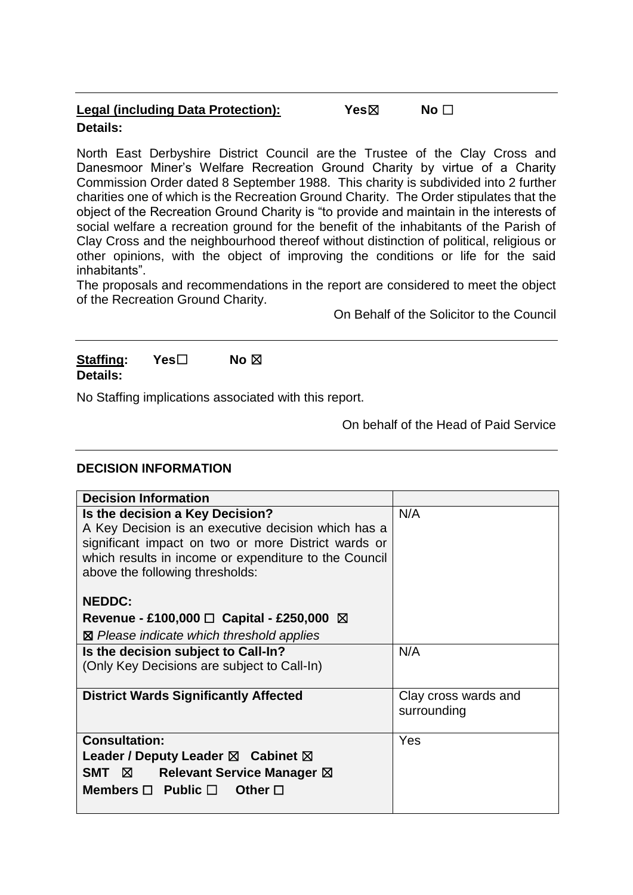**Legal (including Data Protection):** **Yes☒** **No ☐**

**Details:**

North East Derbyshire District Council are the Trustee of the Clay Cross and Danesmoor Miner's Welfare Recreation Ground Charity by virtue of a Charity Commission Order dated 8 September 1988. This charity is subdivided into 2 further charities one of which is the Recreation Ground Charity. The Order stipulates that the object of the Recreation Ground Charity is "to provide and maintain in the interests of social welfare a recreation ground for the benefit of the inhabitants of the Parish of Clay Cross and the neighbourhood thereof without distinction of political, religious or other opinions, with the object of improving the conditions or life for the said inhabitants".

The proposals and recommendations in the report are considered to meet the object of the Recreation Ground Charity.

On Behalf of the Solicitor to the Council

---

**Staffing:** **Yes☐** **No ☒**

**Details:**

No Staffing implications associated with this report.

On behalf of the Head of Paid Service

---

**DECISION INFORMATION**

| **Decision Information** | |
|---|---|
| **Is the decision a Key Decision?**<br>A Key Decision is an executive decision which has a significant impact on two or more District wards or which results in income or expenditure to the Council above the following thresholds:<br><br>**NEDDC:**<br>**Revenue - £100,000 ☐ Capital - £250,000 ☒**<br>☒ *Please indicate which threshold applies* | N/A |
| **Is the decision subject to Call-In?**<br>(Only Key Decisions are subject to Call-In) | N/A |
| **District Wards Significantly Affected** | Clay cross wards and surrounding |
| **Consultation:**<br>**Leader / Deputy Leader ☒ Cabinet ☒**<br>**SMT ☒ Relevant Service Manager ☒**<br>**Members ☐ Public ☐ Other ☐** | Yes |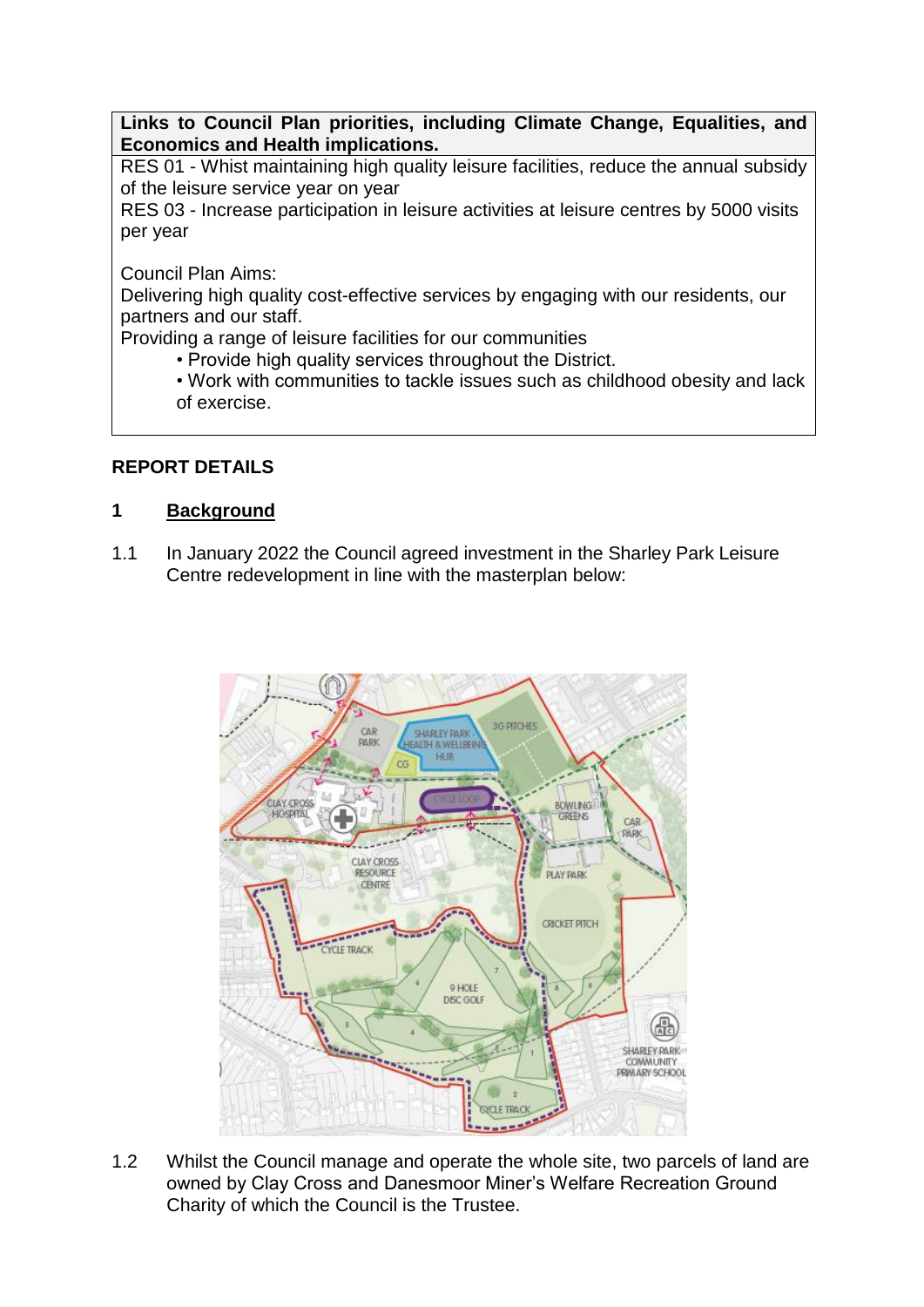| Links to Council Plan priorities, including Climate Change, Equalities, and Economics and Health implications. |
| --- |
| RES 01 - Whist maintaining high quality leisure facilities, reduce the annual subsidy of the leisure service year on year<br>RES 03 - Increase participation in leisure activities at leisure centres by 5000 visits per year<br><br>Council Plan Aims:<br>Delivering high quality cost-effective services by engaging with our residents, our partners and our staff.<br>Providing a range of leisure facilities for our communities<br>• Provide high quality services throughout the District.<br>• Work with communities to tackle issues such as childhood obesity and lack of exercise. |

## REPORT DETAILS

### 1 Background

1.1 In January 2022 the Council agreed investment in the Sharley Park Leisure Centre redevelopment in line with the masterplan below:

1.2 Whilst the Council manage and operate the whole site, two parcels of land are owned by Clay Cross and Danesmoor Miner's Welfare Recreation Ground Charity of which the Council is the Trustee.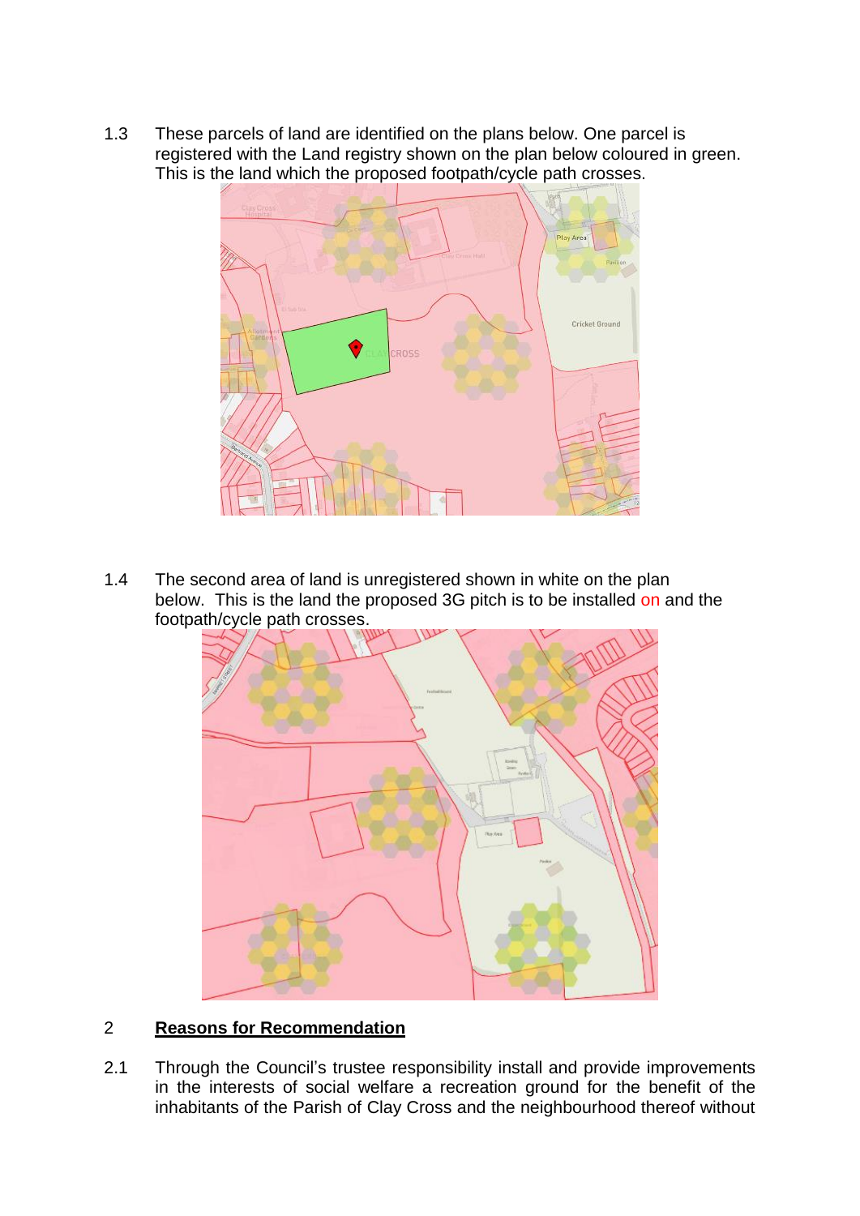1.3 These parcels of land are identified on the plans below. One parcel is registered with the Land registry shown on the plan below coloured in green. This is the land which the proposed footpath/cycle path crosses.

1.4 The second area of land is unregistered shown in white on the plan below. This is the land the proposed 3G pitch is to be installed on and the footpath/cycle path crosses.

## 2 **Reasons for Recommendation**

2.1 Through the Council's trustee responsibility install and provide improvements in the interests of social welfare a recreation ground for the benefit of the inhabitants of the Parish of Clay Cross and the neighbourhood thereof without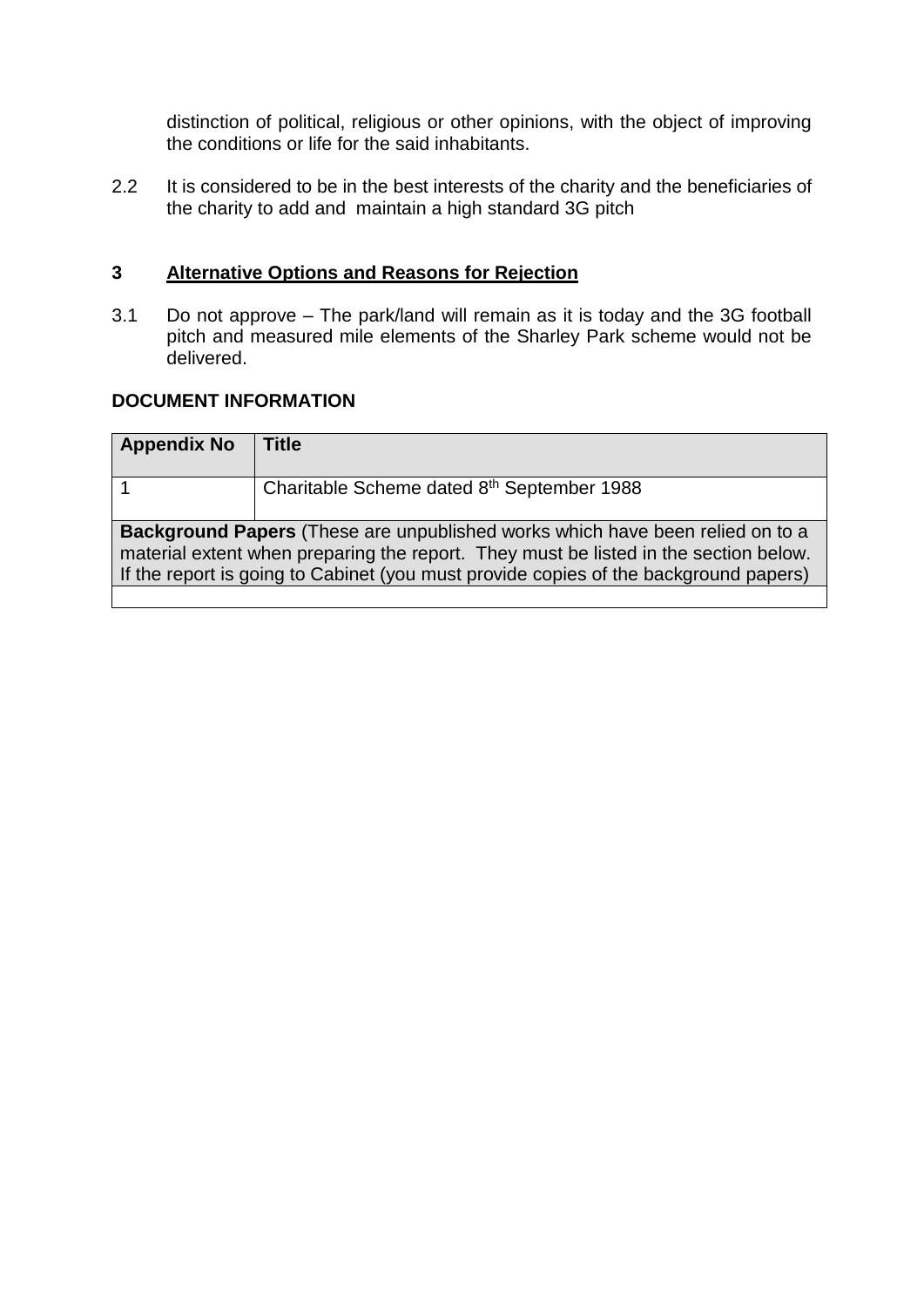distinction of political, religious or other opinions, with the object of improving the conditions or life for the said inhabitants.

2.2 It is considered to be in the best interests of the charity and the beneficiaries of the charity to add and maintain a high standard 3G pitch

## 3 <u>Alternative Options and Reasons for Rejection</u>

3.1 Do not approve – The park/land will remain as it is today and the 3G football pitch and measured mile elements of the Sharley Park scheme would not be delivered.

**DOCUMENT INFORMATION**

| Appendix No | Title |
|---|---|
| 1 | Charitable Scheme dated 8th September 1988 |
| **Background Papers** (These are unpublished works which have been relied on to a material extent when preparing the report. They must be listed in the section below. If the report is going to Cabinet (you must provide copies of the background papers) | |
| | |